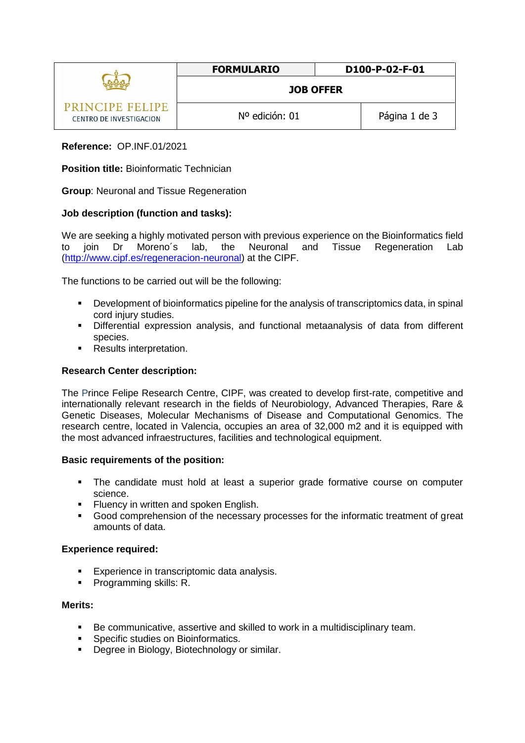| PRINCIPE FELIPE CENTRO DE INVESTIGACION | FORMULARIO | D100-P-02-F-01 |
| --- | --- | --- |
| | JOB OFFER | |
| | Nº edición: 01 | Página 1 de 3 |

**Reference:** OP.INF.01/2021

**Position title:** Bioinformatic Technician

**Group**: Neuronal and Tissue Regeneration

**Job description (function and tasks):**

We are seeking a highly motivated person with previous experience on the Bioinformatics field to join Dr Moreno´s lab, the Neuronal and Tissue Regeneration Lab (http://www.cipf.es/regeneracion-neuronal) at the CIPF.

The functions to be carried out will be the following:

- Development of bioinformatics pipeline for the analysis of transcriptomics data, in spinal cord injury studies.
- Differential expression analysis, and functional metaanalysis of data from different species.
- Results interpretation.

**Research Center description:**

The Prince Felipe Research Centre, CIPF, was created to develop first-rate, competitive and internationally relevant research in the fields of Neurobiology, Advanced Therapies, Rare & Genetic Diseases, Molecular Mechanisms of Disease and Computational Genomics. The research centre, located in Valencia, occupies an area of 32,000 m2 and it is equipped with the most advanced infraestructures, facilities and technological equipment.

**Basic requirements of the position:**

- The candidate must hold at least a superior grade formative course on computer science.
- Fluency in written and spoken English.
- Good comprehension of the necessary processes for the informatic treatment of great amounts of data.

**Experience required:**

- Experience in transcriptomic data analysis.
- Programming skills: R.

**Merits:**

- Be communicative, assertive and skilled to work in a multidisciplinary team.
- Specific studies on Bioinformatics.
- Degree in Biology, Biotechnology or similar.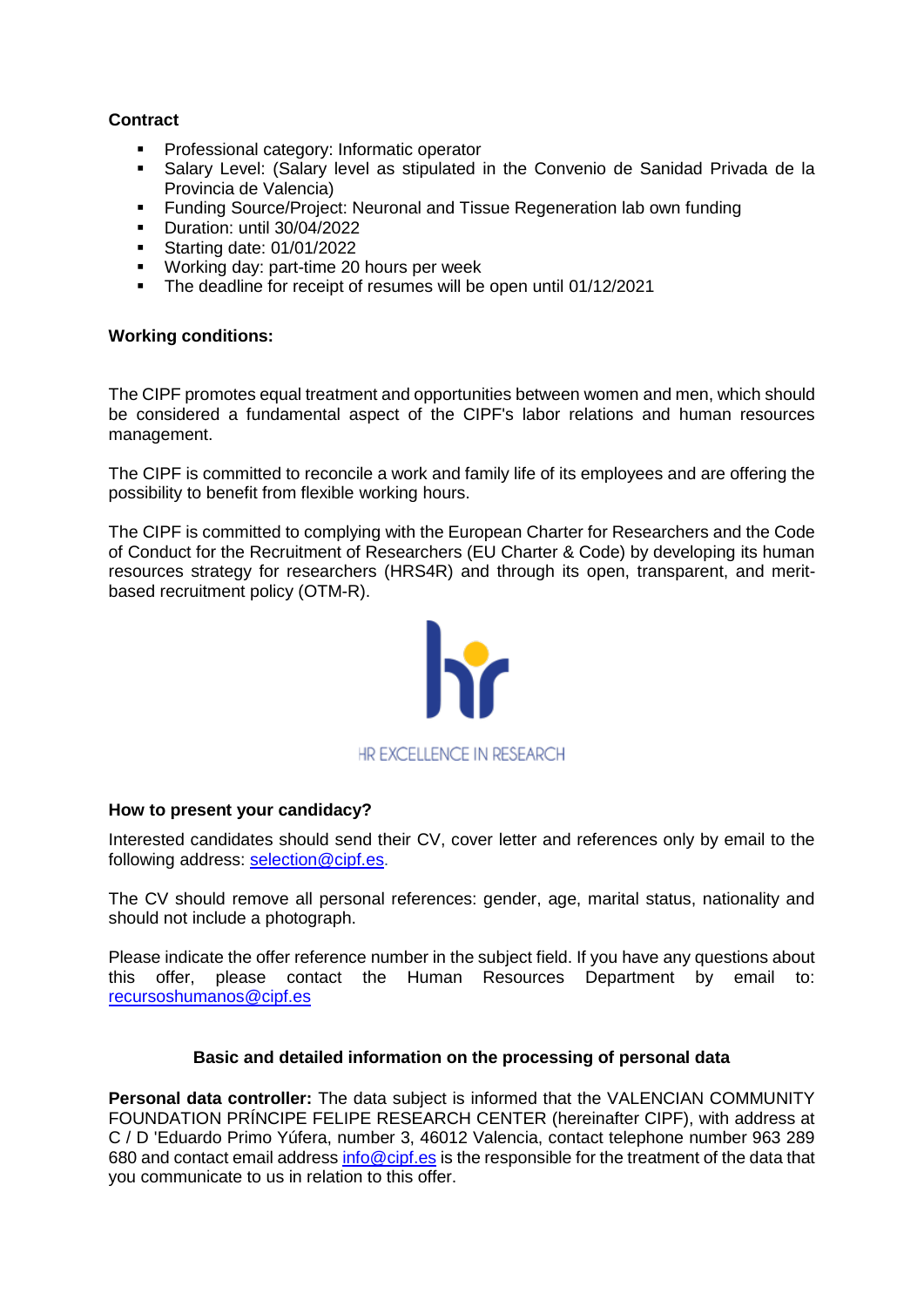**Contract**

- Professional category: Informatic operator
- Salary Level: (Salary level as stipulated in the Convenio de Sanidad Privada de la Provincia de Valencia)
- Funding Source/Project: Neuronal and Tissue Regeneration lab own funding
- Duration: until 30/04/2022
- Starting date: 01/01/2022
- Working day: part-time 20 hours per week
- The deadline for receipt of resumes will be open until 01/12/2021

**Working conditions:**

The CIPF promotes equal treatment and opportunities between women and men, which should be considered a fundamental aspect of the CIPF's labor relations and human resources management.

The CIPF is committed to reconcile a work and family life of its employees and are offering the possibility to benefit from flexible working hours.

The CIPF is committed to complying with the European Charter for Researchers and the Code of Conduct for the Recruitment of Researchers (EU Charter & Code) by developing its human resources strategy for researchers (HRS4R) and through its open, transparent, and merit-based recruitment policy (OTM-R).

HR EXCELLENCE IN RESEARCH

**How to present your candidacy?**

Interested candidates should send their CV, cover letter and references only by email to the following address: selection@cipf.es.

The CV should remove all personal references: gender, age, marital status, nationality and should not include a photograph.

Please indicate the offer reference number in the subject field. If you have any questions about this offer, please contact the Human Resources Department by email to: recursoshumanos@cipf.es

**Basic and detailed information on the processing of personal data**

**Personal data controller:** The data subject is informed that the VALENCIAN COMMUNITY FOUNDATION PRÍNCIPE FELIPE RESEARCH CENTER (hereinafter CIPF), with address at C / D 'Eduardo Primo Yúfera, number 3, 46012 Valencia, contact telephone number 963 289 680 and contact email address info@cipf.es is the responsible for the treatment of the data that you communicate to us in relation to this offer.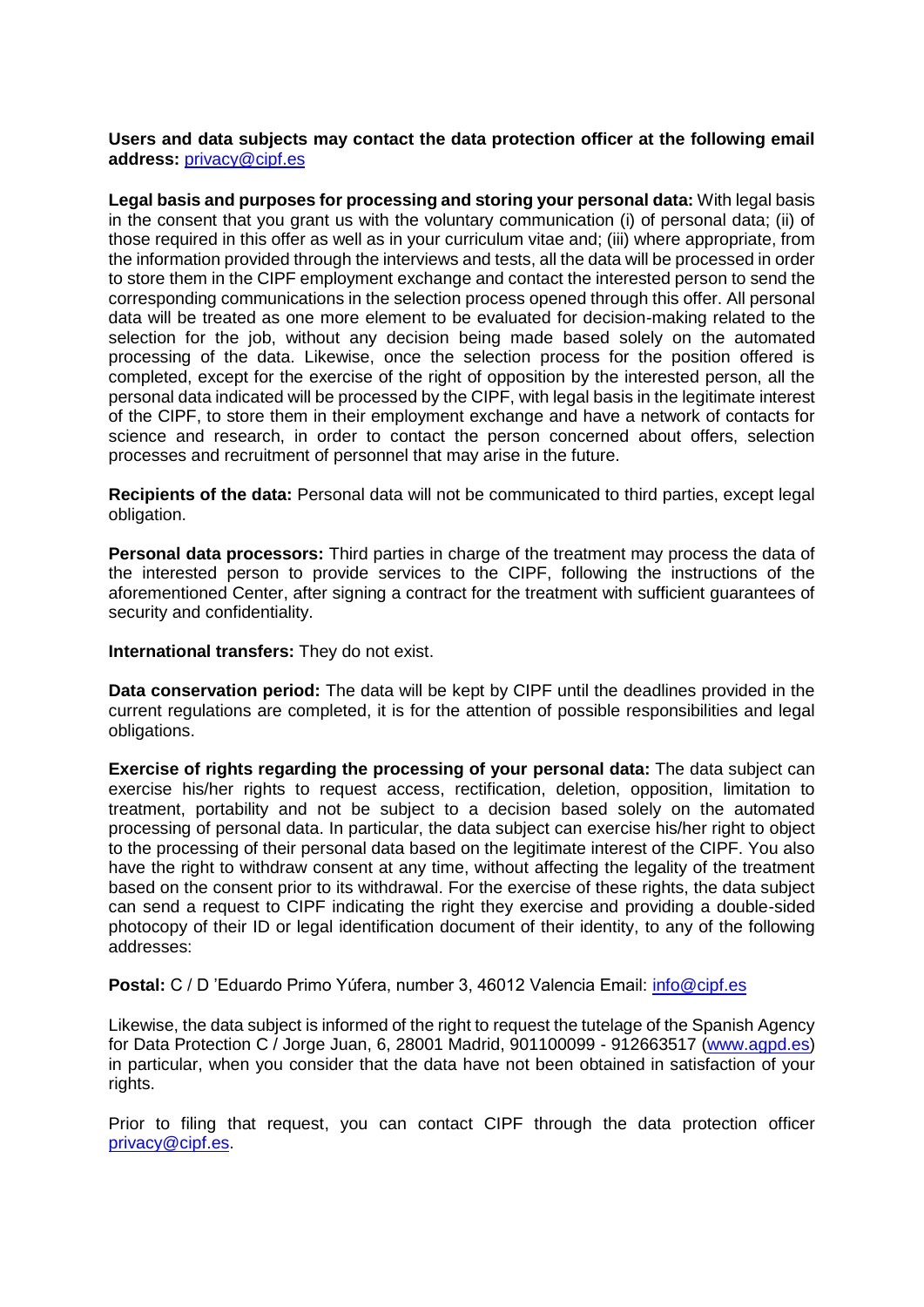**Users and data subjects may contact the data protection officer at the following email address:** privacy@cipf.es

**Legal basis and purposes for processing and storing your personal data:** With legal basis in the consent that you grant us with the voluntary communication (i) of personal data; (ii) of those required in this offer as well as in your curriculum vitae and; (iii) where appropriate, from the information provided through the interviews and tests, all the data will be processed in order to store them in the CIPF employment exchange and contact the interested person to send the corresponding communications in the selection process opened through this offer. All personal data will be treated as one more element to be evaluated for decision-making related to the selection for the job, without any decision being made based solely on the automated processing of the data. Likewise, once the selection process for the position offered is completed, except for the exercise of the right of opposition by the interested person, all the personal data indicated will be processed by the CIPF, with legal basis in the legitimate interest of the CIPF, to store them in their employment exchange and have a network of contacts for science and research, in order to contact the person concerned about offers, selection processes and recruitment of personnel that may arise in the future.

**Recipients of the data:** Personal data will not be communicated to third parties, except legal obligation.

**Personal data processors:** Third parties in charge of the treatment may process the data of the interested person to provide services to the CIPF, following the instructions of the aforementioned Center, after signing a contract for the treatment with sufficient guarantees of security and confidentiality.

**International transfers:** They do not exist.

**Data conservation period:** The data will be kept by CIPF until the deadlines provided in the current regulations are completed, it is for the attention of possible responsibilities and legal obligations.

**Exercise of rights regarding the processing of your personal data:** The data subject can exercise his/her rights to request access, rectification, deletion, opposition, limitation to treatment, portability and not be subject to a decision based solely on the automated processing of personal data. In particular, the data subject can exercise his/her right to object to the processing of their personal data based on the legitimate interest of the CIPF. You also have the right to withdraw consent at any time, without affecting the legality of the treatment based on the consent prior to its withdrawal. For the exercise of these rights, the data subject can send a request to CIPF indicating the right they exercise and providing a double-sided photocopy of their ID or legal identification document of their identity, to any of the following addresses:

**Postal:** C / D 'Eduardo Primo Yúfera, number 3, 46012 Valencia Email: info@cipf.es

Likewise, the data subject is informed of the right to request the tutelage of the Spanish Agency for Data Protection C / Jorge Juan, 6, 28001 Madrid, 901100099 - 912663517 (www.agpd.es) in particular, when you consider that the data have not been obtained in satisfaction of your rights.

Prior to filing that request, you can contact CIPF through the data protection officer privacy@cipf.es.